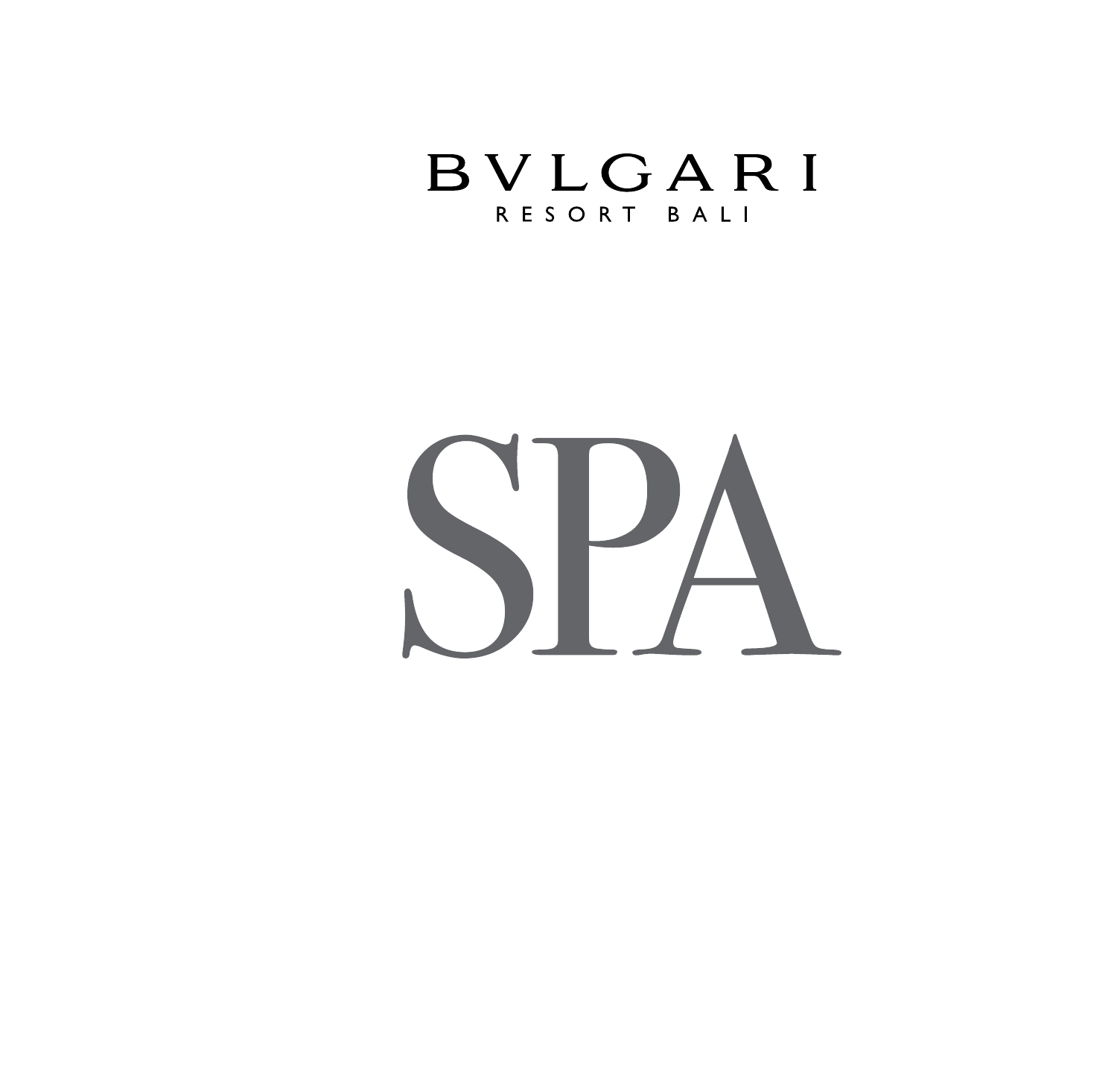BVLGARI

RESORT BALI

# SPA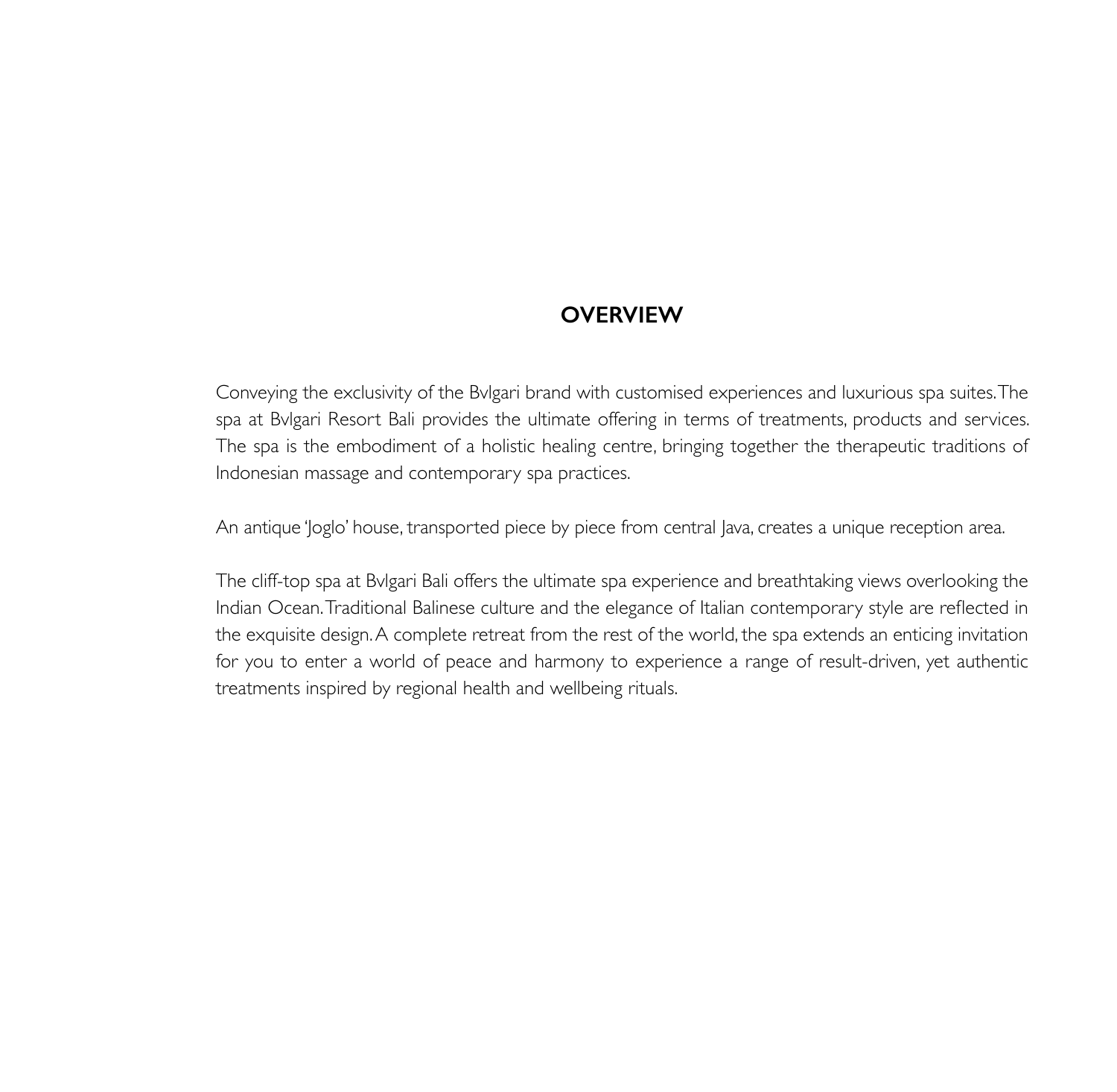# OVERVIEW

Conveying the exclusivity of the Bvlgari brand with customised experiences and luxurious spa suites. The spa at Bvlgari Resort Bali provides the ultimate offering in terms of treatments, products and services. The spa is the embodiment of a holistic healing centre, bringing together the therapeutic traditions of Indonesian massage and contemporary spa practices.

An antique 'Joglo' house, transported piece by piece from central Java, creates a unique reception area.

The cliff-top spa at Bvlgari Bali offers the ultimate spa experience and breathtaking views overlooking the Indian Ocean. Traditional Balinese culture and the elegance of Italian contemporary style are reflected in the exquisite design. A complete retreat from the rest of the world, the spa extends an enticing invitation for you to enter a world of peace and harmony to experience a range of result-driven, yet authentic treatments inspired by regional health and wellbeing rituals.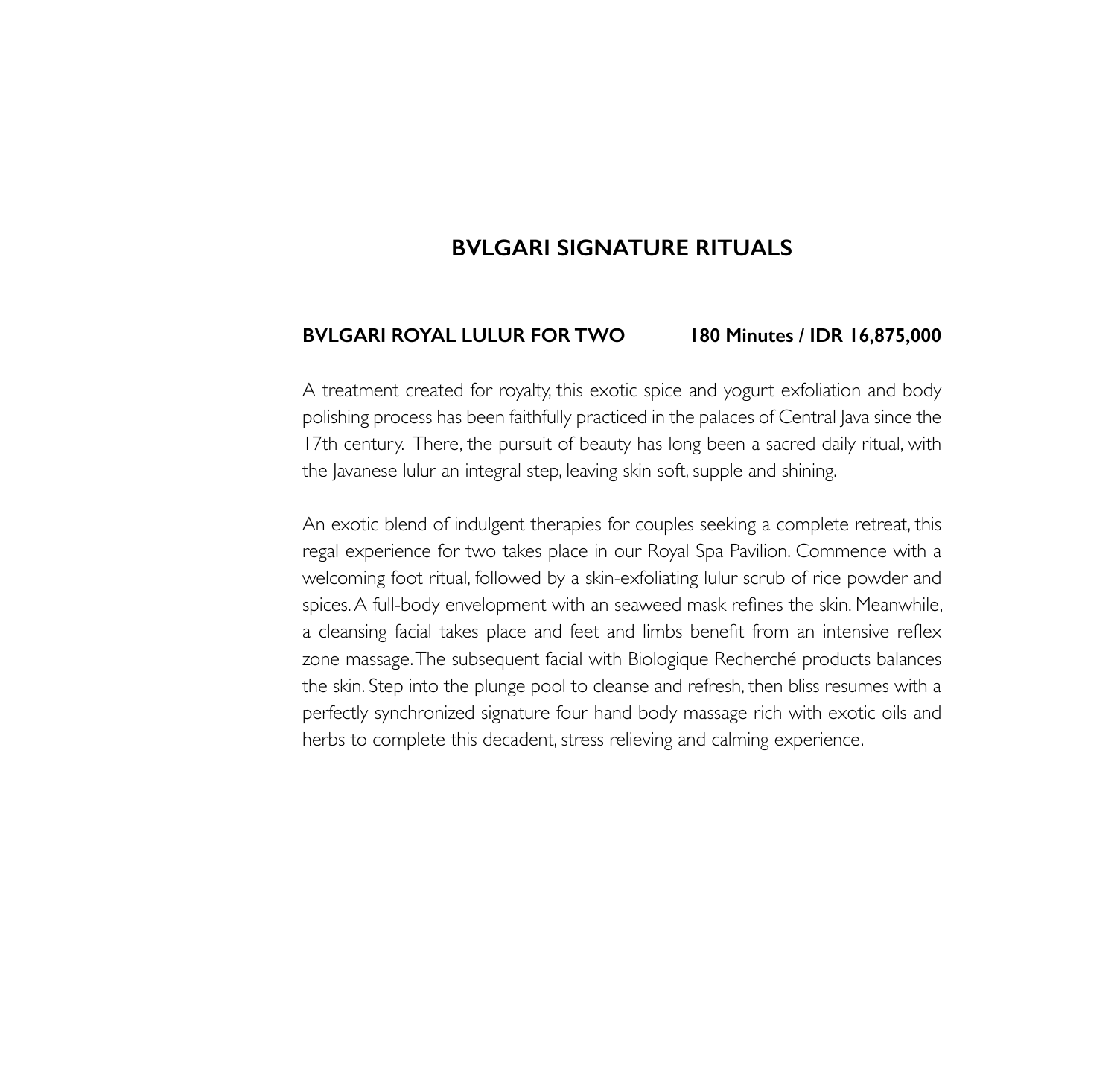## BVLGARI SIGNATURE RITUALS

**BVLGARI ROYAL LULUR FOR TWO** **180 Minutes / IDR 16,875,000**

A treatment created for royalty, this exotic spice and yogurt exfoliation and body polishing process has been faithfully practiced in the palaces of Central Java since the 17th century. There, the pursuit of beauty has long been a sacred daily ritual, with the Javanese lulur an integral step, leaving skin soft, supple and shining.

An exotic blend of indulgent therapies for couples seeking a complete retreat, this regal experience for two takes place in our Royal Spa Pavilion. Commence with a welcoming foot ritual, followed by a skin-exfoliating lulur scrub of rice powder and spices. A full-body envelopment with an seaweed mask refines the skin. Meanwhile, a cleansing facial takes place and feet and limbs benefit from an intensive reflex zone massage. The subsequent facial with Biologique Recherché products balances the skin. Step into the plunge pool to cleanse and refresh, then bliss resumes with a perfectly synchronized signature four hand body massage rich with exotic oils and herbs to complete this decadent, stress relieving and calming experience.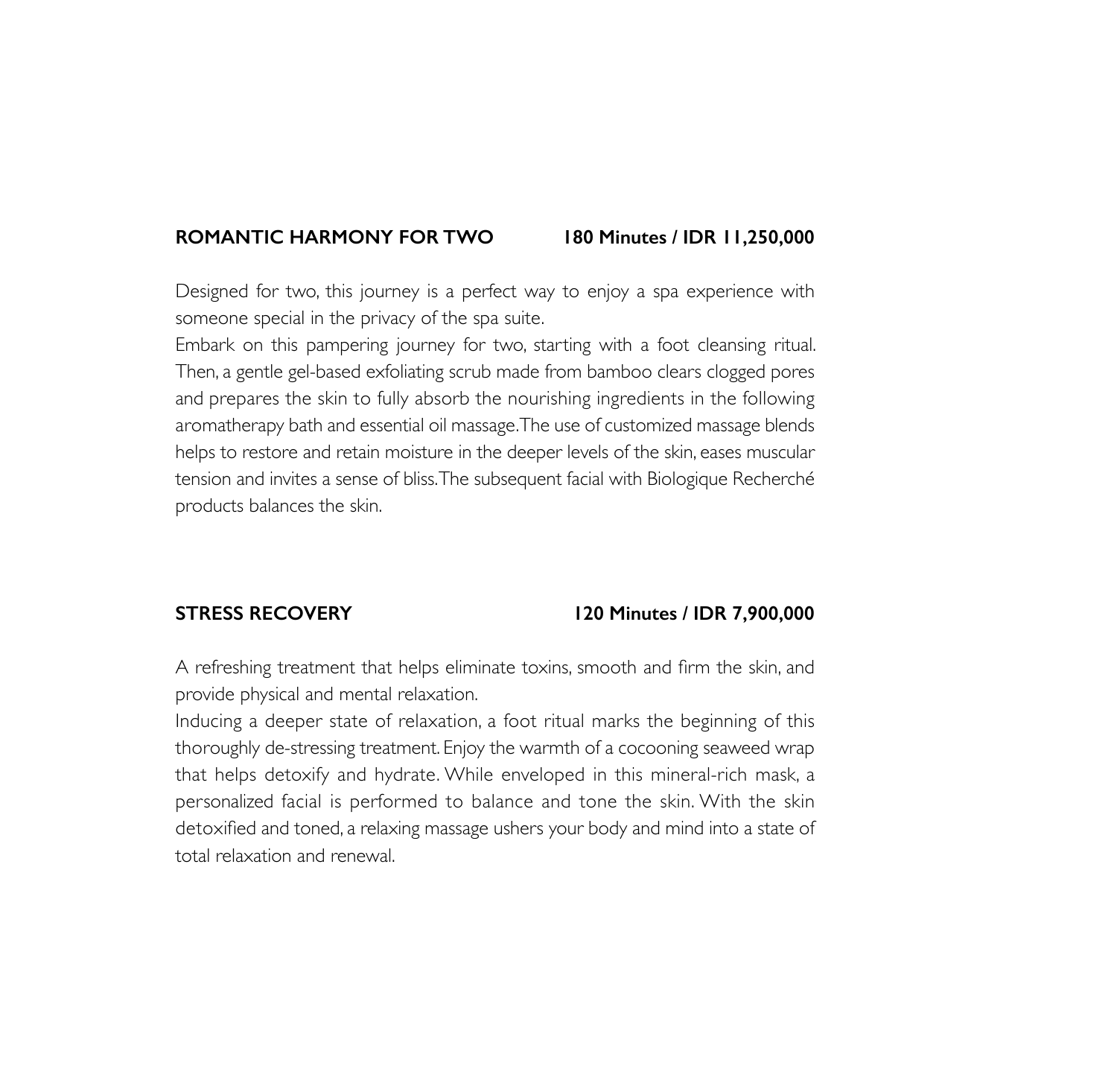## ROMANTIC HARMONY FOR TWO — 180 Minutes / IDR 11,250,000

Designed for two, this journey is a perfect way to enjoy a spa experience with someone special in the privacy of the spa suite.
Embark on this pampering journey for two, starting with a foot cleansing ritual. Then, a gentle gel-based exfoliating scrub made from bamboo clears clogged pores and prepares the skin to fully absorb the nourishing ingredients in the following aromatherapy bath and essential oil massage. The use of customized massage blends helps to restore and retain moisture in the deeper levels of the skin, eases muscular tension and invites a sense of bliss. The subsequent facial with Biologique Recherché products balances the skin.

## STRESS RECOVERY — 120 Minutes / IDR 7,900,000

A refreshing treatment that helps eliminate toxins, smooth and firm the skin, and provide physical and mental relaxation.
Inducing a deeper state of relaxation, a foot ritual marks the beginning of this thoroughly de-stressing treatment. Enjoy the warmth of a cocooning seaweed wrap that helps detoxify and hydrate. While enveloped in this mineral-rich mask, a personalized facial is performed to balance and tone the skin. With the skin detoxified and toned, a relaxing massage ushers your body and mind into a state of total relaxation and renewal.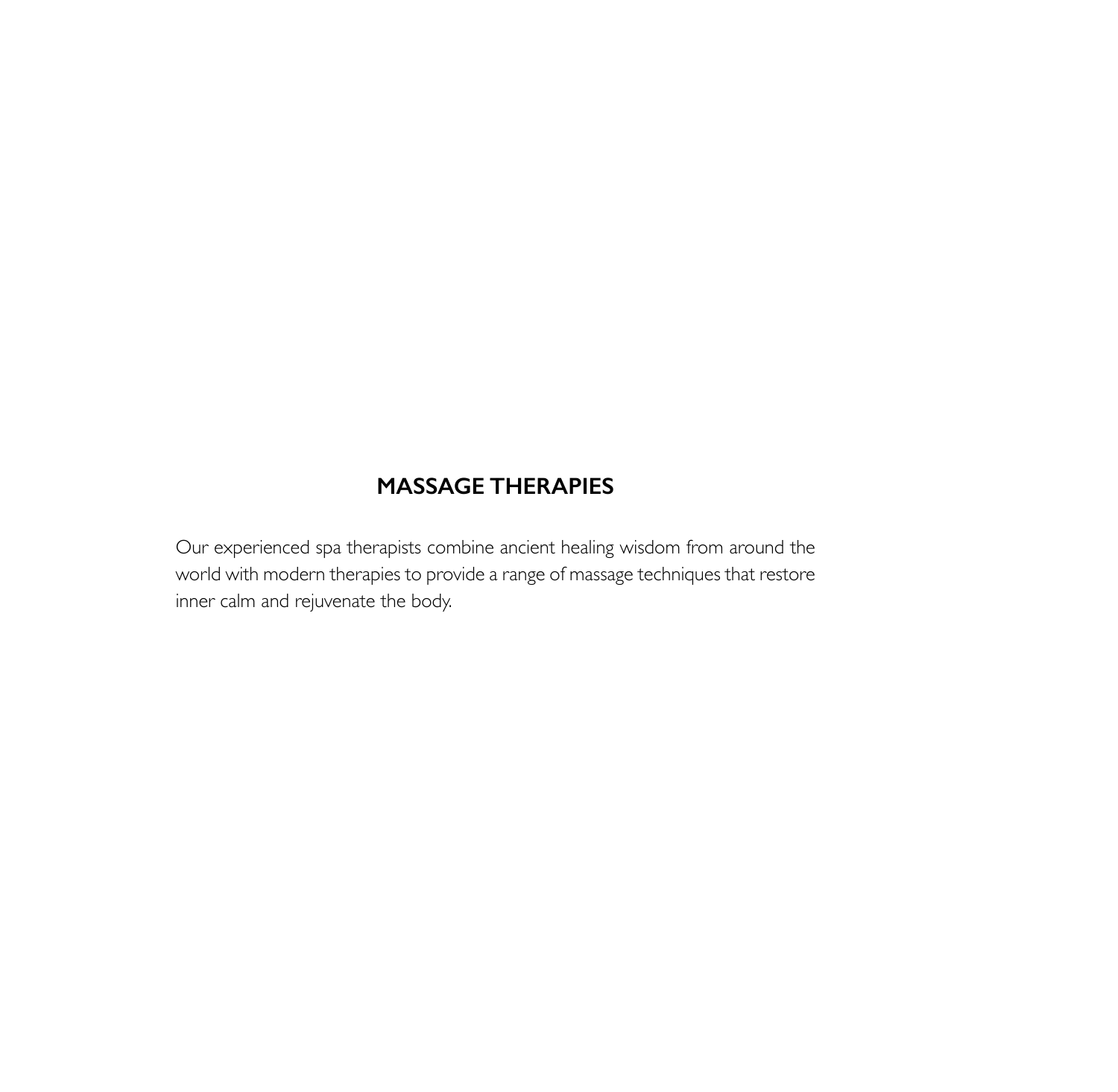## MASSAGE THERAPIES

Our experienced spa therapists combine ancient healing wisdom from around the world with modern therapies to provide a range of massage techniques that restore inner calm and rejuvenate the body.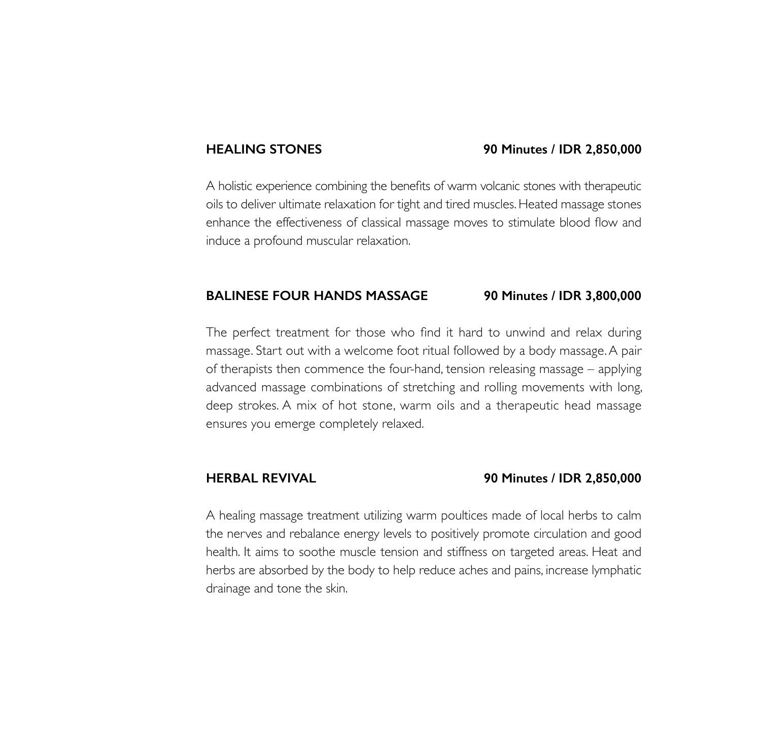**HEALING STONES** **90 Minutes / IDR 2,850,000**

A holistic experience combining the benefits of warm volcanic stones with therapeutic oils to deliver ultimate relaxation for tight and tired muscles. Heated massage stones enhance the effectiveness of classical massage moves to stimulate blood flow and induce a profound muscular relaxation.

**BALINESE FOUR HANDS MASSAGE** **90 Minutes / IDR 3,800,000**

The perfect treatment for those who find it hard to unwind and relax during massage. Start out with a welcome foot ritual followed by a body massage. A pair of therapists then commence the four-hand, tension releasing massage – applying advanced massage combinations of stretching and rolling movements with long, deep strokes. A mix of hot stone, warm oils and a therapeutic head massage ensures you emerge completely relaxed.

**HERBAL REVIVAL** **90 Minutes / IDR 2,850,000**

A healing massage treatment utilizing warm poultices made of local herbs to calm the nerves and rebalance energy levels to positively promote circulation and good health. It aims to soothe muscle tension and stiffness on targeted areas. Heat and herbs are absorbed by the body to help reduce aches and pains, increase lymphatic drainage and tone the skin.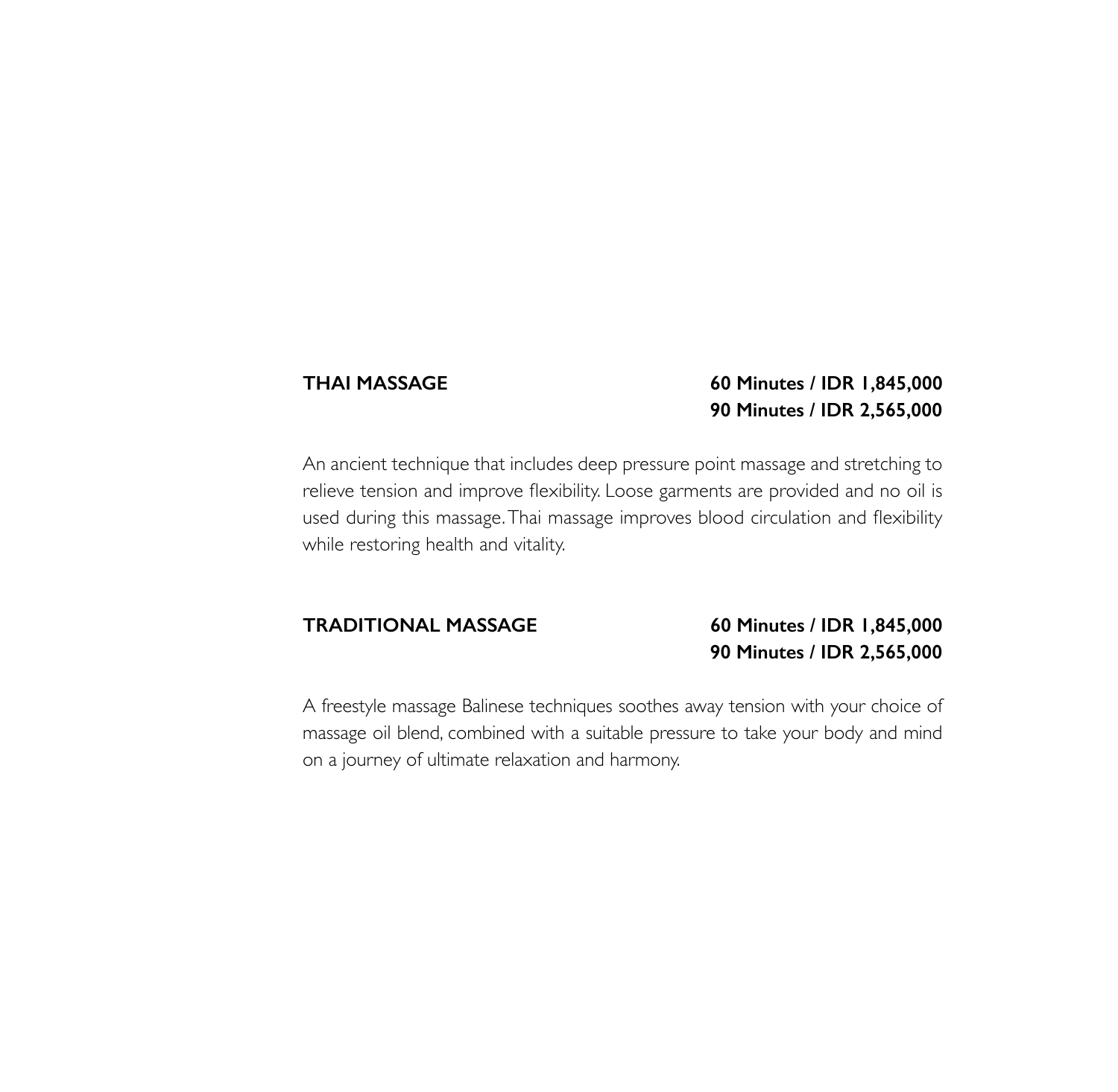**THAI MASSAGE**

**60 Minutes / IDR 1,845,000**
**90 Minutes / IDR 2,565,000**

An ancient technique that includes deep pressure point massage and stretching to relieve tension and improve flexibility. Loose garments are provided and no oil is used during this massage. Thai massage improves blood circulation and flexibility while restoring health and vitality.

**TRADITIONAL MASSAGE**

**60 Minutes / IDR 1,845,000**
**90 Minutes / IDR 2,565,000**

A freestyle massage Balinese techniques soothes away tension with your choice of massage oil blend, combined with a suitable pressure to take your body and mind on a journey of ultimate relaxation and harmony.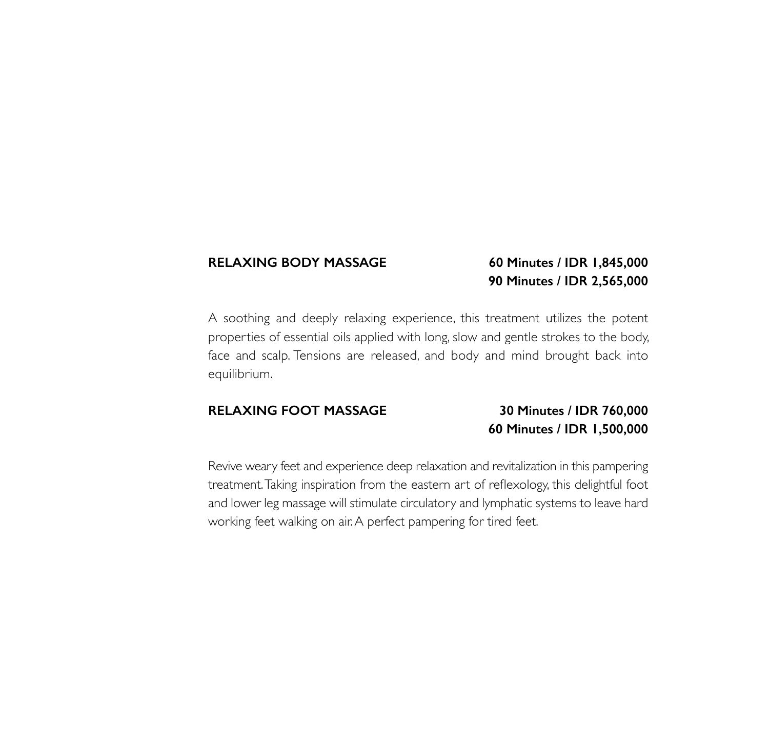## RELAXING BODY MASSAGE

**60 Minutes / IDR 1,845,000**
**90 Minutes / IDR 2,565,000**

A soothing and deeply relaxing experience, this treatment utilizes the potent properties of essential oils applied with long, slow and gentle strokes to the body, face and scalp. Tensions are released, and body and mind brought back into equilibrium.

## RELAXING FOOT MASSAGE

**30 Minutes / IDR 760,000**
**60 Minutes / IDR 1,500,000**

Revive weary feet and experience deep relaxation and revitalization in this pampering treatment. Taking inspiration from the eastern art of reflexology, this delightful foot and lower leg massage will stimulate circulatory and lymphatic systems to leave hard working feet walking on air. A perfect pampering for tired feet.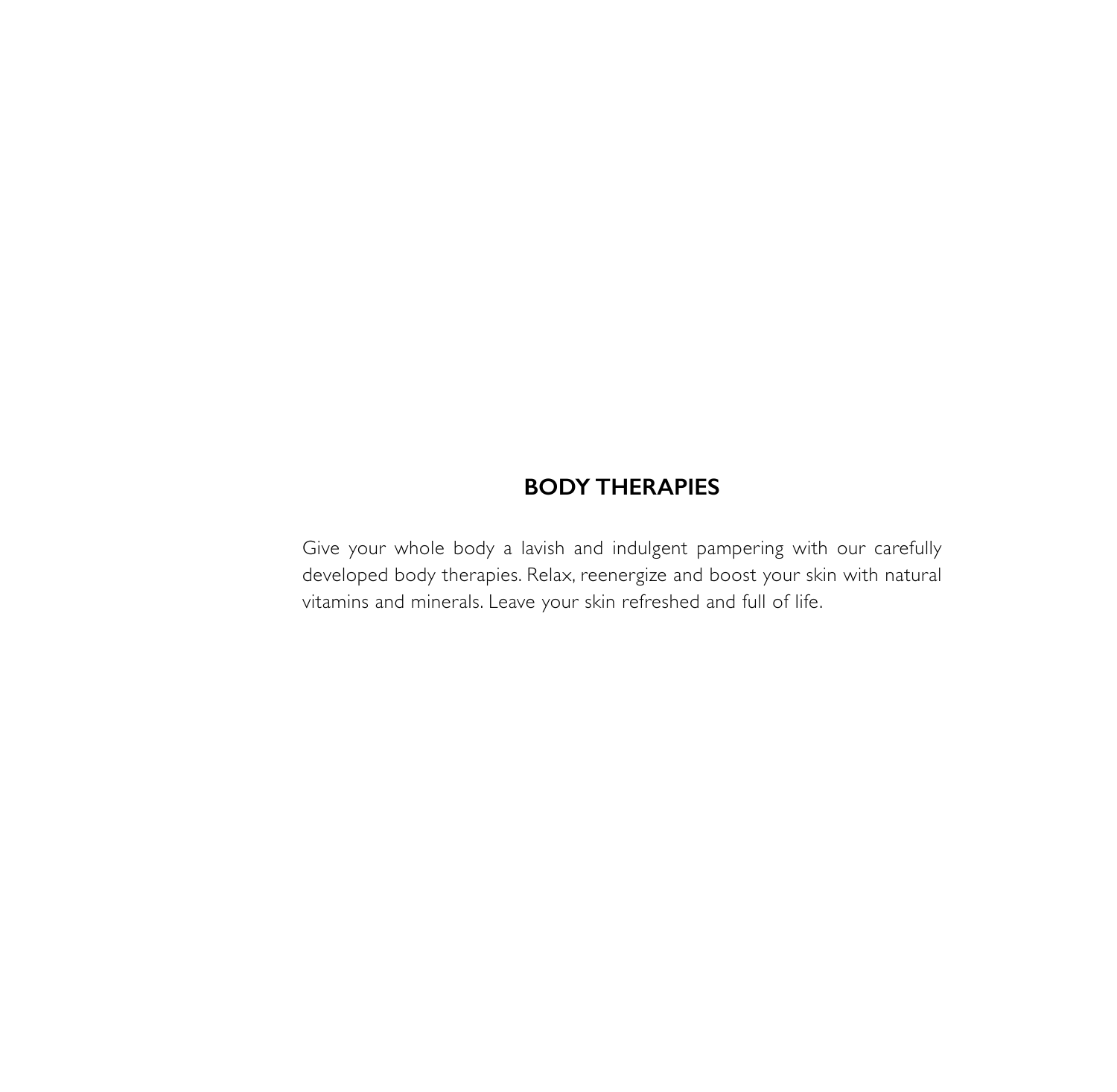## BODY THERAPIES

Give your whole body a lavish and indulgent pampering with our carefully developed body therapies. Relax, reenergize and boost your skin with natural vitamins and minerals. Leave your skin refreshed and full of life.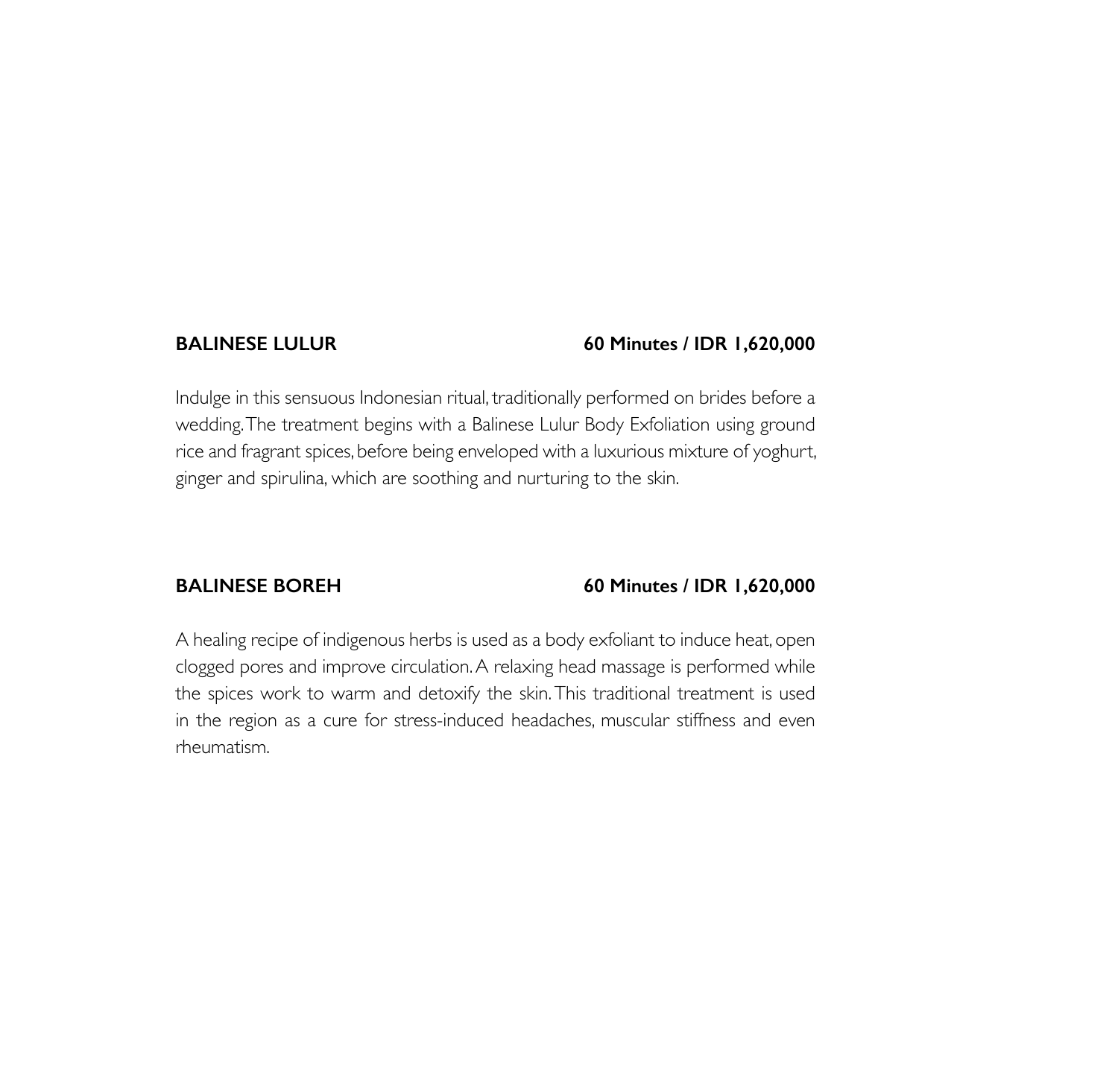**BALINESE LULUR** **60 Minutes / IDR 1,620,000**

Indulge in this sensuous Indonesian ritual, traditionally performed on brides before a wedding. The treatment begins with a Balinese Lulur Body Exfoliation using ground rice and fragrant spices, before being enveloped with a luxurious mixture of yoghurt, ginger and spirulina, which are soothing and nurturing to the skin.

**BALINESE BOREH** **60 Minutes / IDR 1,620,000**

A healing recipe of indigenous herbs is used as a body exfoliant to induce heat, open clogged pores and improve circulation. A relaxing head massage is performed while the spices work to warm and detoxify the skin. This traditional treatment is used in the region as a cure for stress-induced headaches, muscular stiffness and even rheumatism.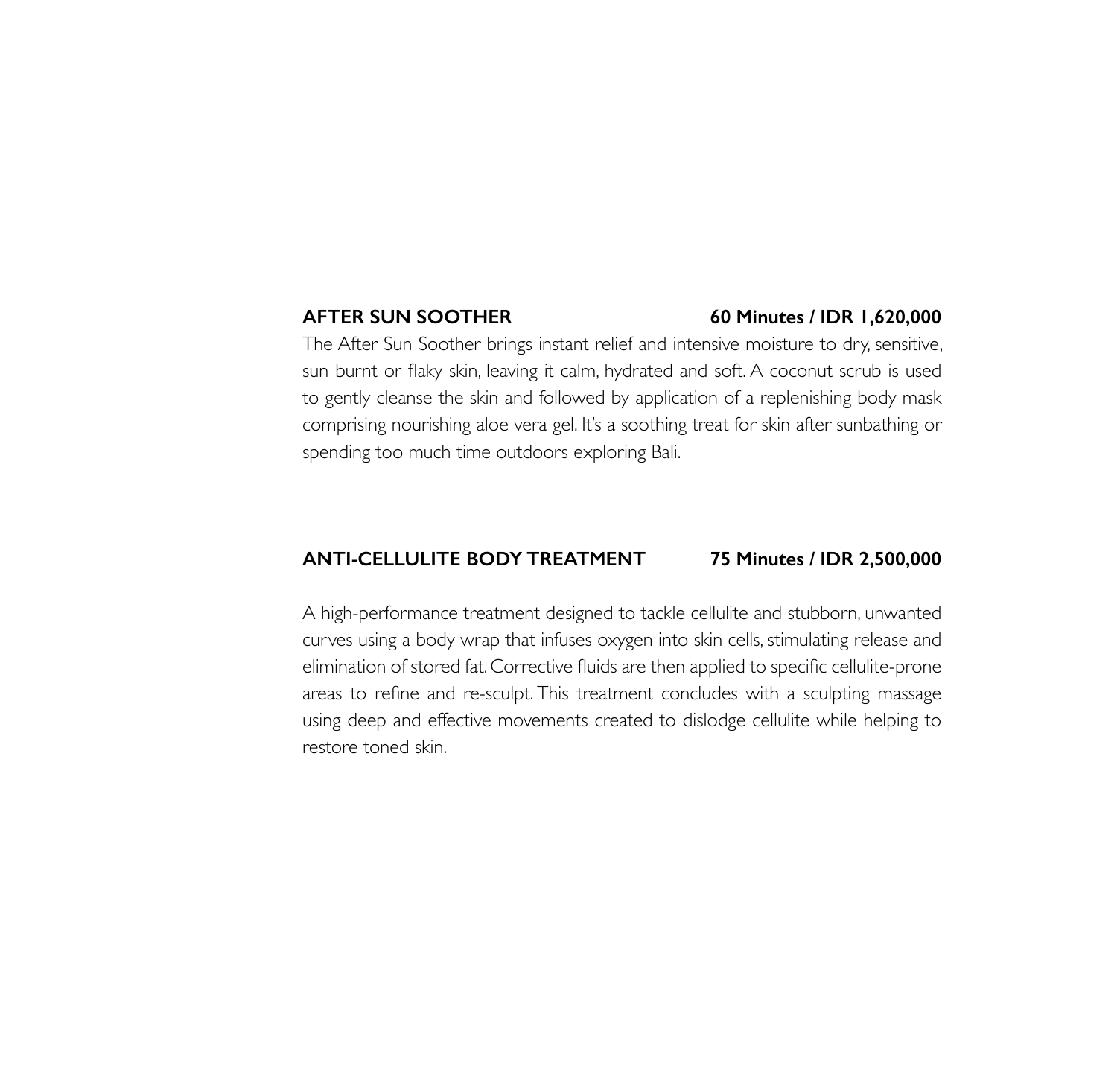**AFTER SUN SOOTHER** **60 Minutes / IDR 1,620,000**

The After Sun Soother brings instant relief and intensive moisture to dry, sensitive, sun burnt or flaky skin, leaving it calm, hydrated and soft. A coconut scrub is used to gently cleanse the skin and followed by application of a replenishing body mask comprising nourishing aloe vera gel. It's a soothing treat for skin after sunbathing or spending too much time outdoors exploring Bali.

**ANTI-CELLULITE BODY TREATMENT** **75 Minutes / IDR 2,500,000**

A high-performance treatment designed to tackle cellulite and stubborn, unwanted curves using a body wrap that infuses oxygen into skin cells, stimulating release and elimination of stored fat. Corrective fluids are then applied to specific cellulite-prone areas to refine and re-sculpt. This treatment concludes with a sculpting massage using deep and effective movements created to dislodge cellulite while helping to restore toned skin.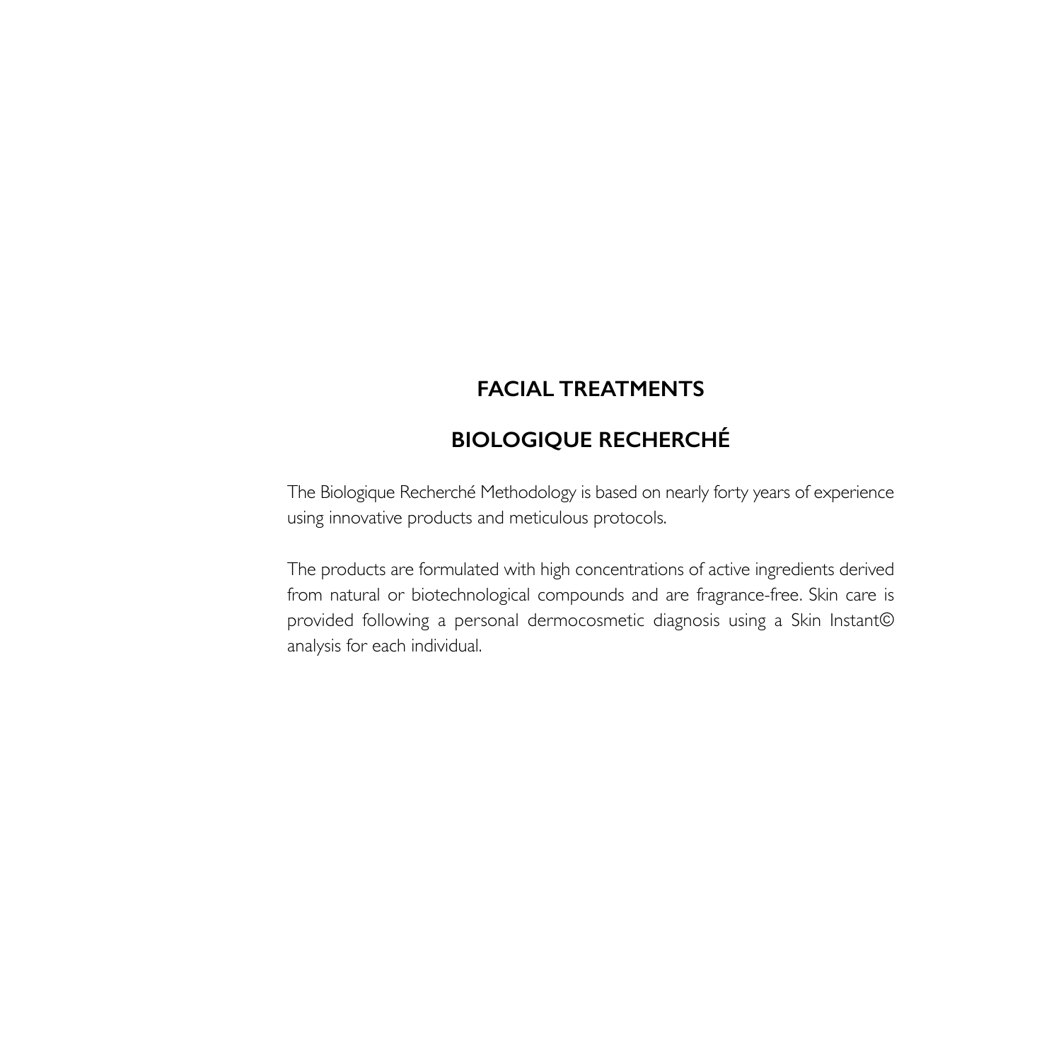# FACIAL TREATMENTS

## BIOLOGIQUE RECHERCHÉ

The Biologique Recherché Methodology is based on nearly forty years of experience using innovative products and meticulous protocols.

The products are formulated with high concentrations of active ingredients derived from natural or biotechnological compounds and are fragrance-free. Skin care is provided following a personal dermocosmetic diagnosis using a Skin Instant© analysis for each individual.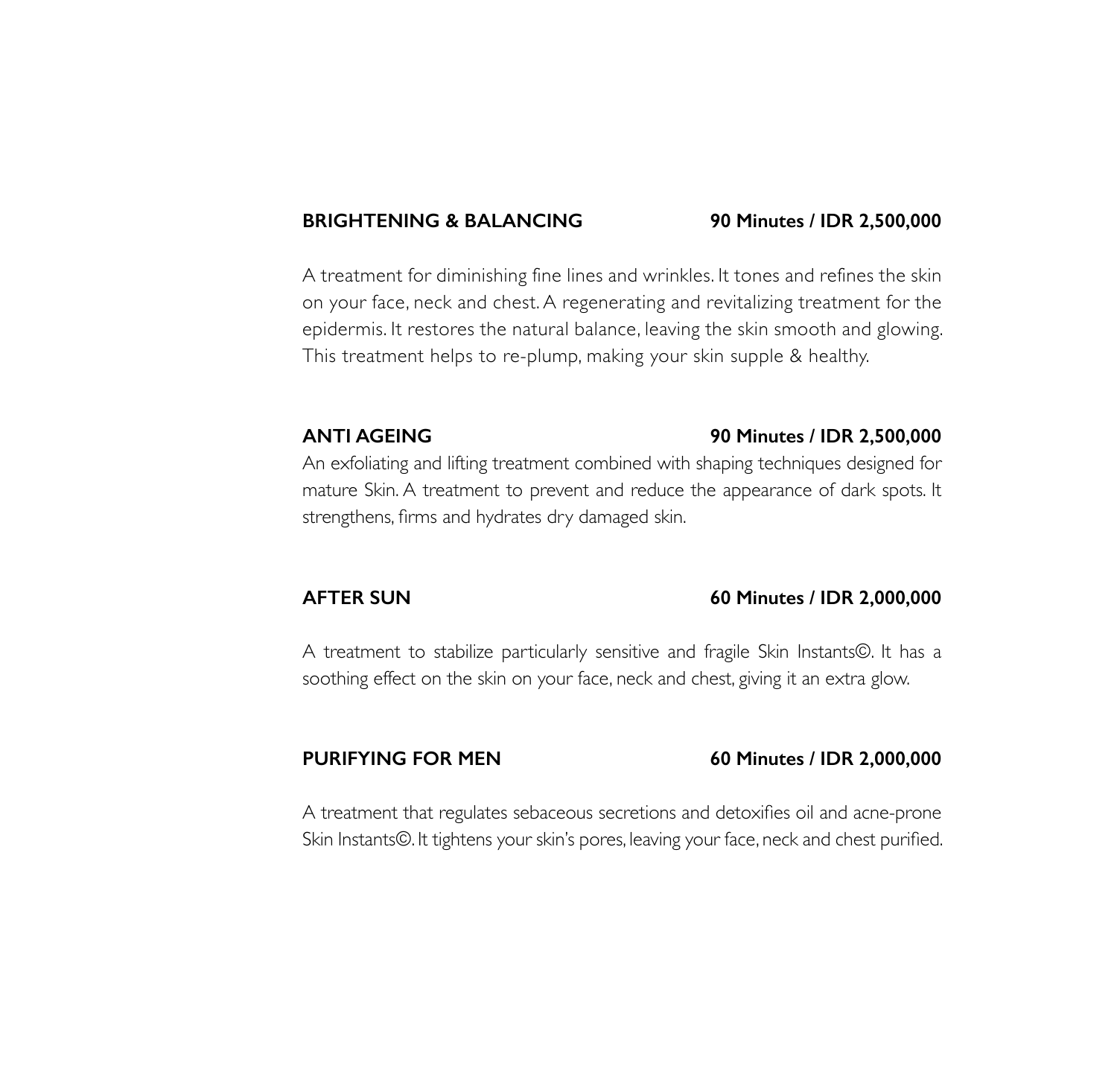**BRIGHTENING & BALANCING** **90 Minutes / IDR 2,500,000**

A treatment for diminishing fine lines and wrinkles. It tones and refines the skin on your face, neck and chest. A regenerating and revitalizing treatment for the epidermis. It restores the natural balance, leaving the skin smooth and glowing. This treatment helps to re-plump, making your skin supple & healthy.

**ANTI AGEING** **90 Minutes / IDR 2,500,000**

An exfoliating and lifting treatment combined with shaping techniques designed for mature Skin. A treatment to prevent and reduce the appearance of dark spots. It strengthens, firms and hydrates dry damaged skin.

**AFTER SUN** **60 Minutes / IDR 2,000,000**

A treatment to stabilize particularly sensitive and fragile Skin Instants©. It has a soothing effect on the skin on your face, neck and chest, giving it an extra glow.

**PURIFYING FOR MEN** **60 Minutes / IDR 2,000,000**

A treatment that regulates sebaceous secretions and detoxifies oil and acne-prone Skin Instants©. It tightens your skin's pores, leaving your face, neck and chest purified.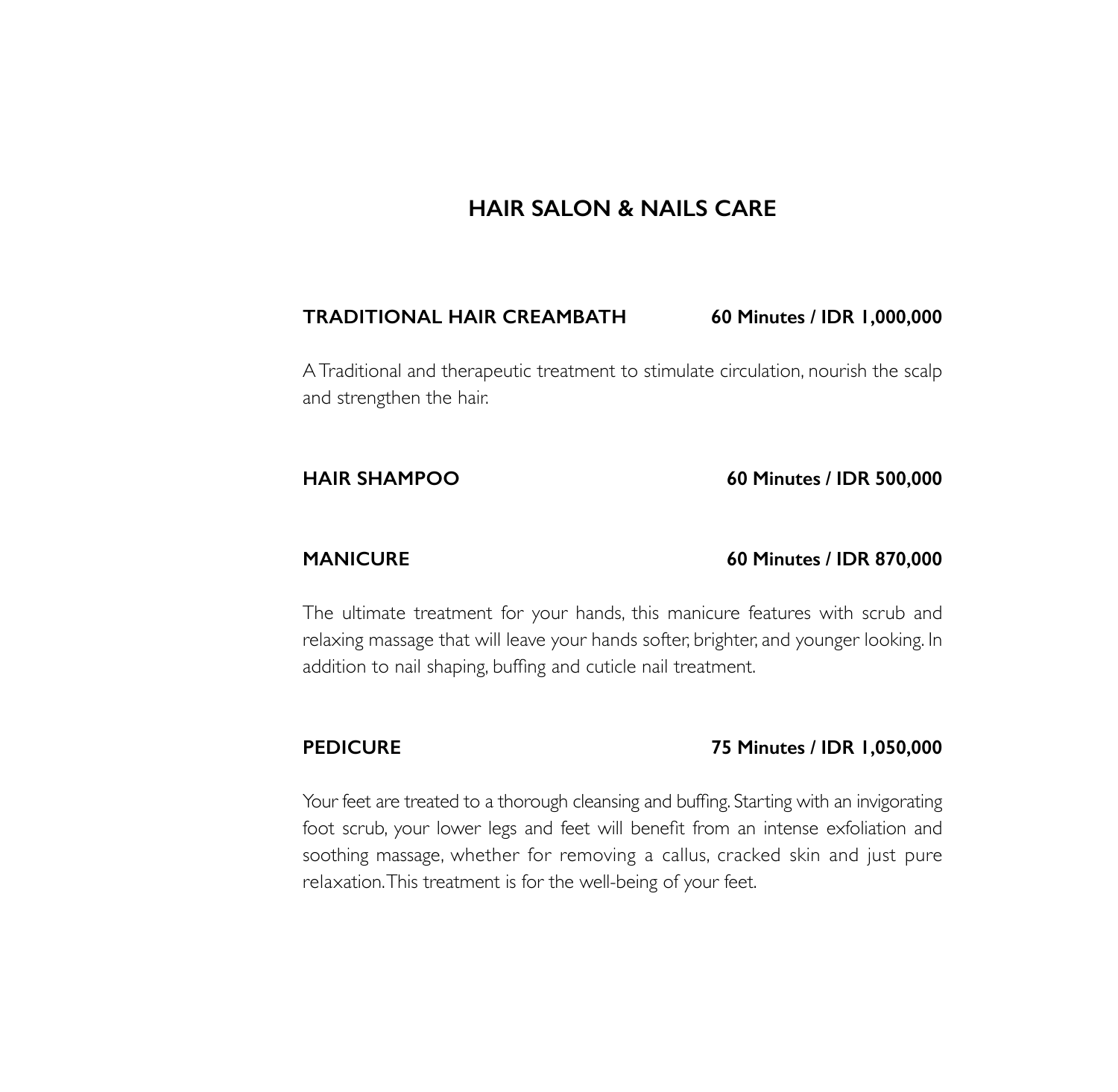# HAIR SALON & NAILS CARE

**TRADITIONAL HAIR CREAMBATH** **60 Minutes / IDR 1,000,000**

A Traditional and therapeutic treatment to stimulate circulation, nourish the scalp and strengthen the hair.

**HAIR SHAMPOO** **60 Minutes / IDR 500,000**

**MANICURE** **60 Minutes / IDR 870,000**

The ultimate treatment for your hands, this manicure features with scrub and relaxing massage that will leave your hands softer, brighter, and younger looking. In addition to nail shaping, buffing and cuticle nail treatment.

**PEDICURE** **75 Minutes / IDR 1,050,000**

Your feet are treated to a thorough cleansing and buffing. Starting with an invigorating foot scrub, your lower legs and feet will benefit from an intense exfoliation and soothing massage, whether for removing a callus, cracked skin and just pure relaxation. This treatment is for the well-being of your feet.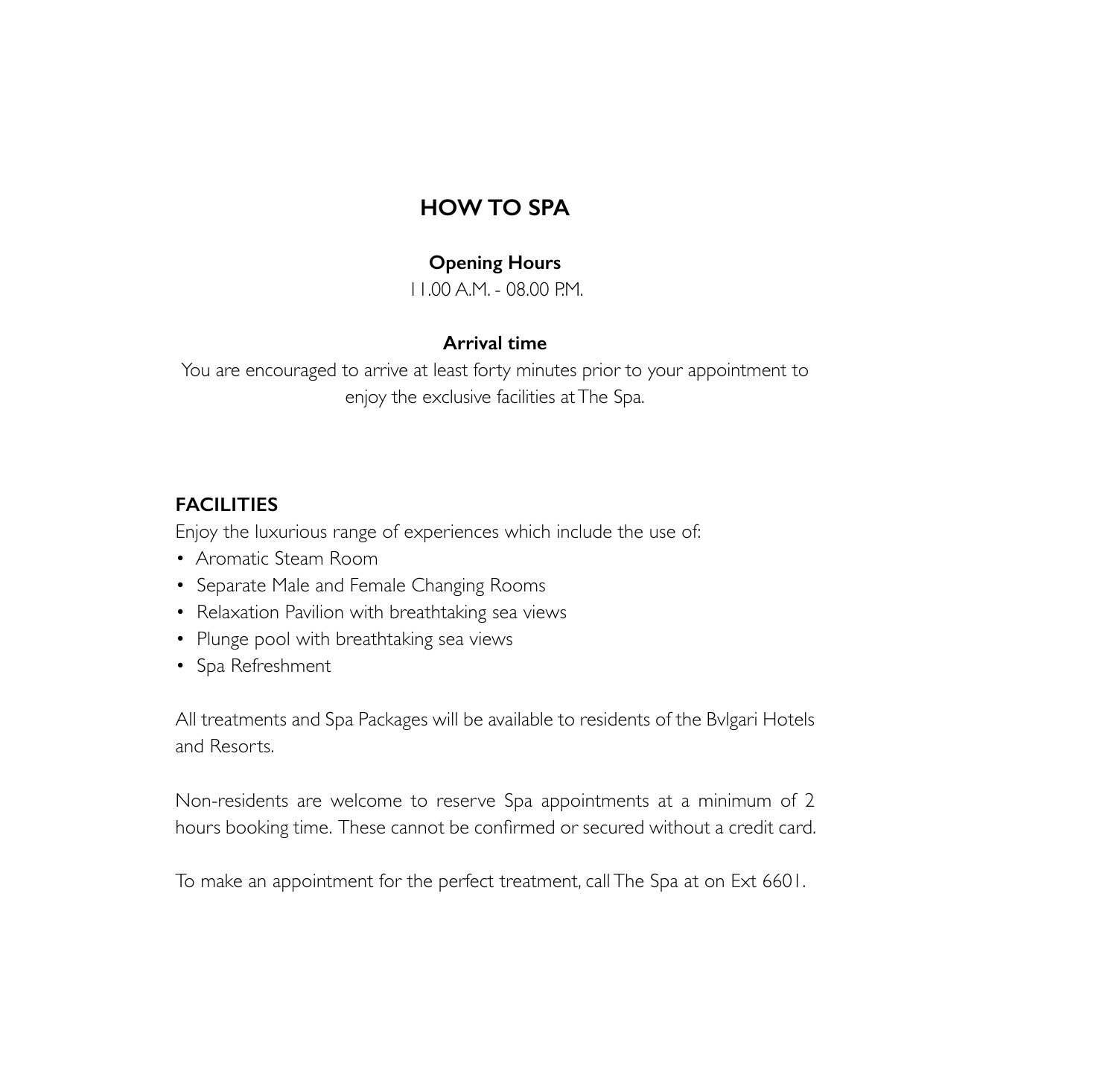# HOW TO SPA

**Opening Hours**

11.00 A.M. - 08.00 P.M.

**Arrival time**

You are encouraged to arrive at least forty minutes prior to your appointment to enjoy the exclusive facilities at The Spa.

## FACILITIES

Enjoy the luxurious range of experiences which include the use of:

- Aromatic Steam Room
- Separate Male and Female Changing Rooms
- Relaxation Pavilion with breathtaking sea views
- Plunge pool with breathtaking sea views
- Spa Refreshment

All treatments and Spa Packages will be available to residents of the Bvlgari Hotels and Resorts.

Non-residents are welcome to reserve Spa appointments at a minimum of 2 hours booking time. These cannot be confirmed or secured without a credit card.

To make an appointment for the perfect treatment, call The Spa at on Ext 6601.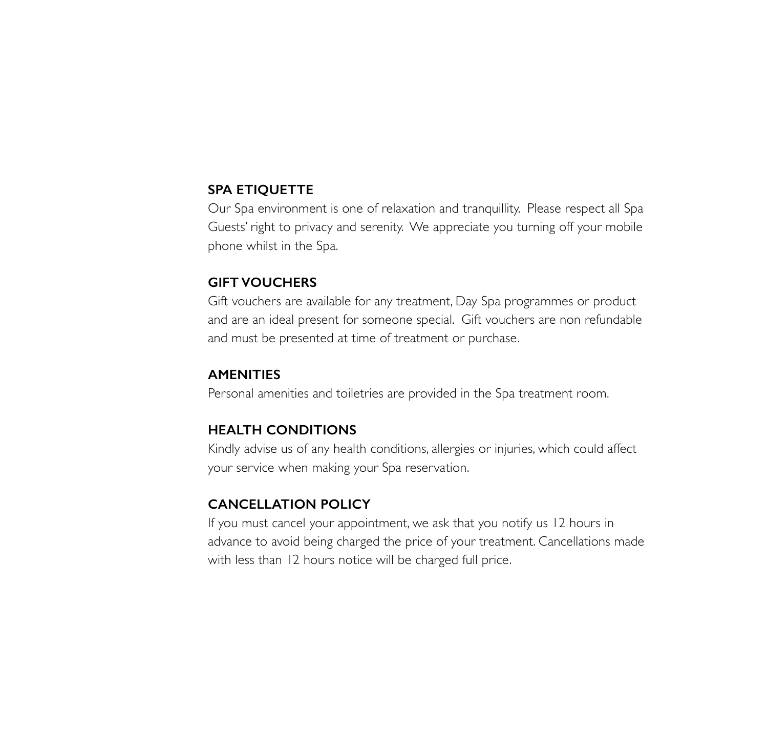## SPA ETIQUETTE

Our Spa environment is one of relaxation and tranquillity. Please respect all Spa Guests' right to privacy and serenity. We appreciate you turning off your mobile phone whilst in the Spa.

## GIFT VOUCHERS

Gift vouchers are available for any treatment, Day Spa programmes or product and are an ideal present for someone special. Gift vouchers are non refundable and must be presented at time of treatment or purchase.

## AMENITIES

Personal amenities and toiletries are provided in the Spa treatment room.

## HEALTH CONDITIONS

Kindly advise us of any health conditions, allergies or injuries, which could affect your service when making your Spa reservation.

## CANCELLATION POLICY

If you must cancel your appointment, we ask that you notify us 12 hours in advance to avoid being charged the price of your treatment. Cancellations made with less than 12 hours notice will be charged full price.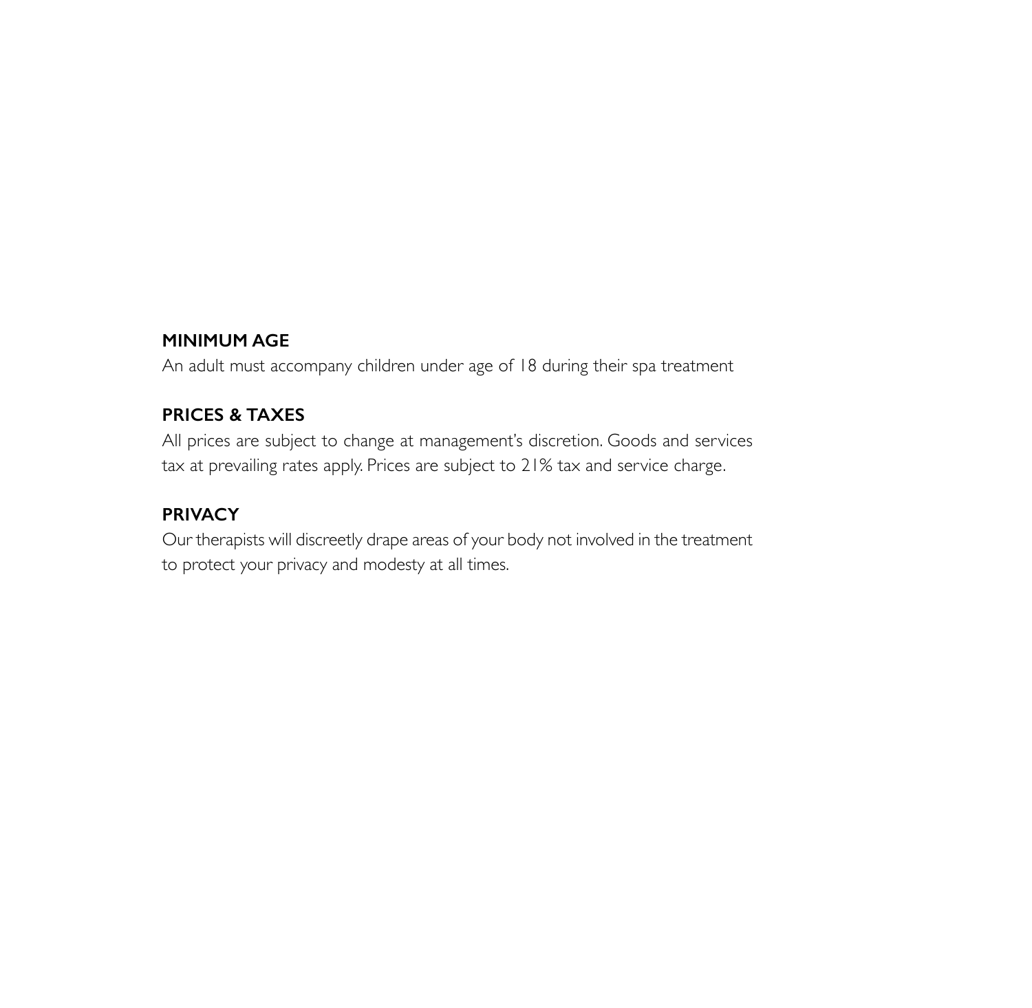## MINIMUM AGE

An adult must accompany children under age of 18 during their spa treatment

## PRICES & TAXES

All prices are subject to change at management's discretion. Goods and services tax at prevailing rates apply. Prices are subject to 21% tax and service charge.

## PRIVACY

Our therapists will discreetly drape areas of your body not involved in the treatment to protect your privacy and modesty at all times.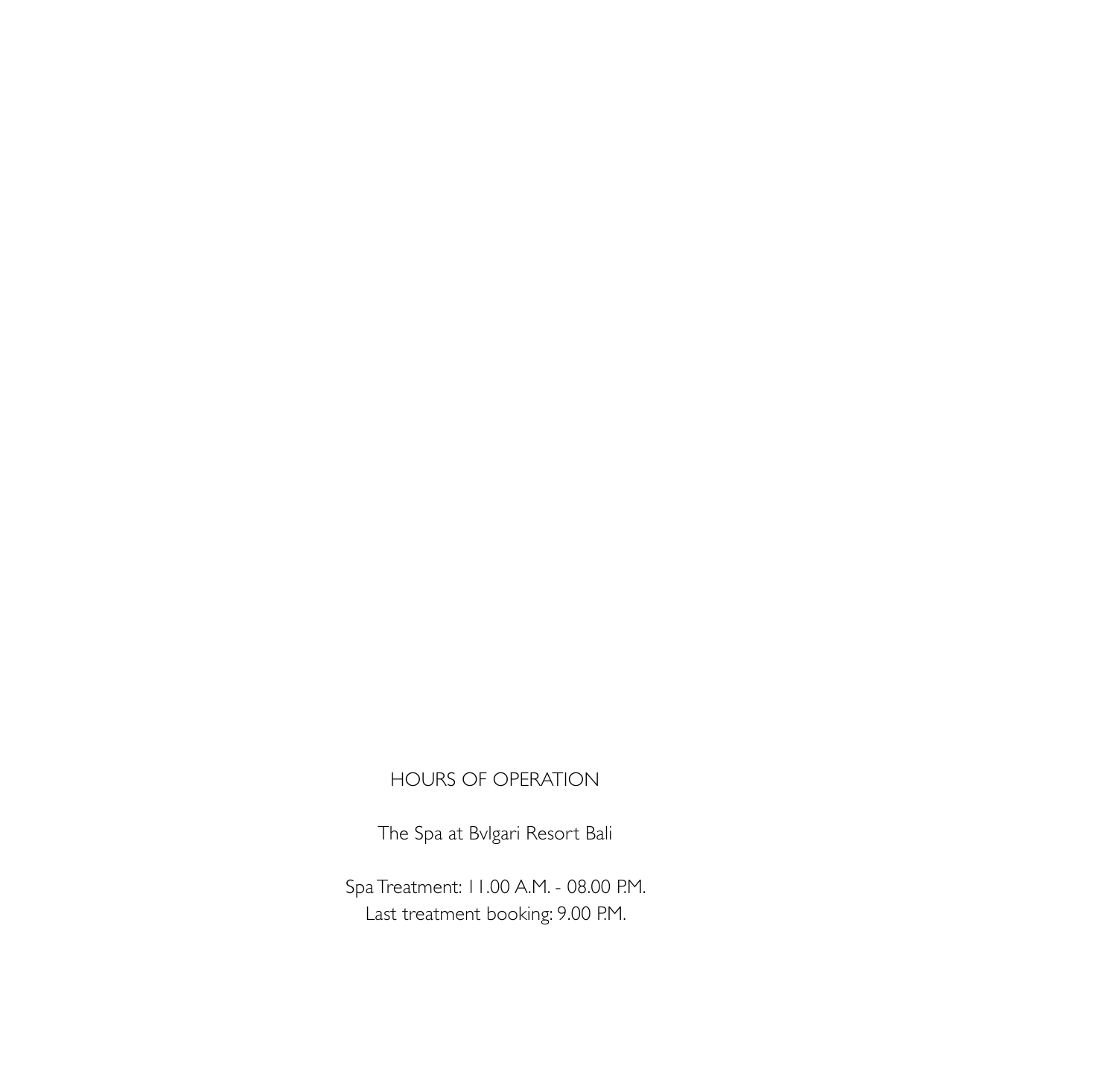## HOURS OF OPERATION

The Spa at Bvlgari Resort Bali

Spa Treatment: 11.00 A.M. - 08.00 P.M.
Last treatment booking: 9.00 P.M.